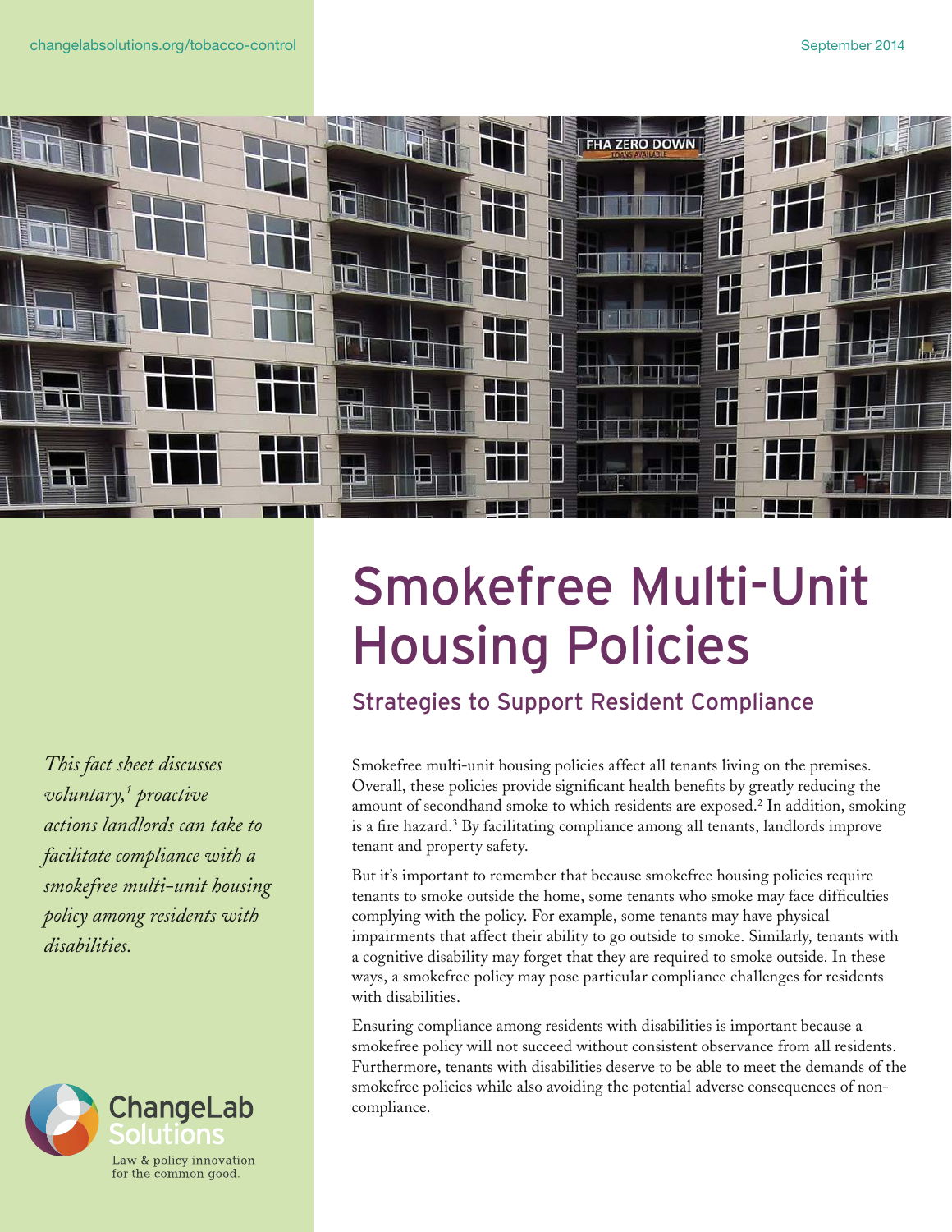changelabsolutions.org/tobacco-control

September 2014

# Smokefree Multi-Unit Housing Policies

## Strategies to Support Resident Compliance

*This fact sheet discusses voluntary,[1] proactive actions landlords can take to facilitate compliance with a smokefree multi-unit housing policy among residents with disabilities.*

Smokefree multi-unit housing policies affect all tenants living on the premises. Overall, these policies provide significant health benefits by greatly reducing the amount of secondhand smoke to which residents are exposed.[2] In addition, smoking is a fire hazard.[3] By facilitating compliance among all tenants, landlords improve tenant and property safety.

But it's important to remember that because smokefree housing policies require tenants to smoke outside the home, some tenants who smoke may face difficulties complying with the policy. For example, some tenants may have physical impairments that affect their ability to go outside to smoke. Similarly, tenants with a cognitive disability may forget that they are required to smoke outside. In these ways, a smokefree policy may pose particular compliance challenges for residents with disabilities.

Ensuring compliance among residents with disabilities is important because a smokefree policy will not succeed without consistent observance from all residents. Furthermore, tenants with disabilities deserve to be able to meet the demands of the smokefree policies while also avoiding the potential adverse consequences of non-compliance.

ChangeLab Solutions
Law & policy innovation for the common good.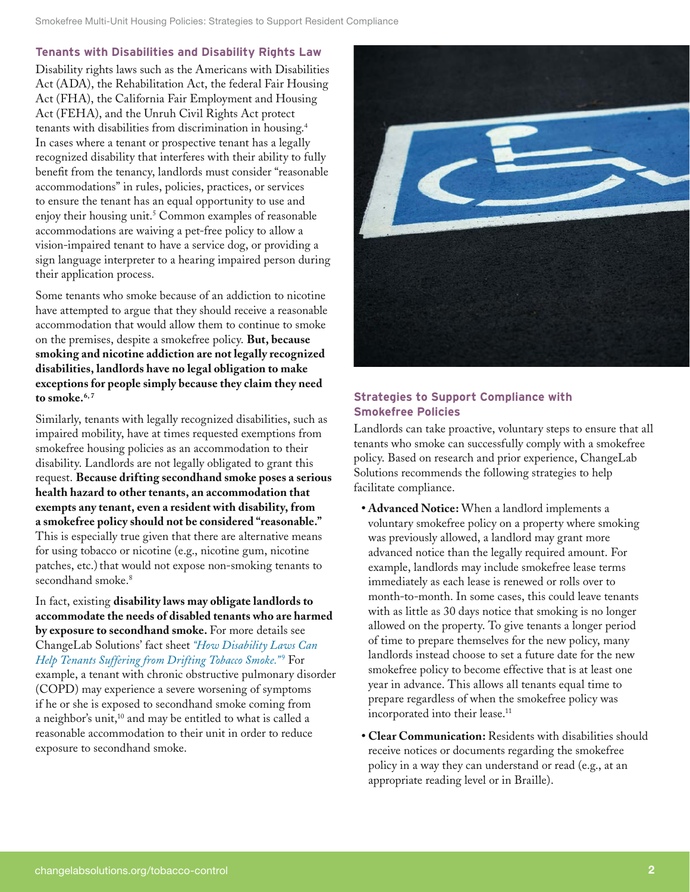## Tenants with Disabilities and Disability Rights Law

Disability rights laws such as the Americans with Disabilities Act (ADA), the Rehabilitation Act, the federal Fair Housing Act (FHA), the California Fair Employment and Housing Act (FEHA), and the Unruh Civil Rights Act protect tenants with disabilities from discrimination in housing.[4] In cases where a tenant or prospective tenant has a legally recognized disability that interferes with their ability to fully benefit from the tenancy, landlords must consider "reasonable accommodations" in rules, policies, practices, or services to ensure the tenant has an equal opportunity to use and enjoy their housing unit.[5] Common examples of reasonable accommodations are waiving a pet-free policy to allow a vision-impaired tenant to have a service dog, or providing a sign language interpreter to a hearing impaired person during their application process.

Some tenants who smoke because of an addiction to nicotine have attempted to argue that they should receive a reasonable accommodation that would allow them to continue to smoke on the premises, despite a smokefree policy. **But, because smoking and nicotine addiction are not legally recognized disabilities, landlords have no legal obligation to make exceptions for people simply because they claim they need to smoke.**[6,7]

Similarly, tenants with legally recognized disabilities, such as impaired mobility, have at times requested exemptions from smokefree housing policies as an accommodation to their disability. Landlords are not legally obligated to grant this request. **Because drifting secondhand smoke poses a serious health hazard to other tenants, an accommodation that exempts any tenant, even a resident with disability, from a smokefree policy should not be considered "reasonable."** This is especially true given that there are alternative means for using tobacco or nicotine (e.g., nicotine gum, nicotine patches, etc.) that would not expose non-smoking tenants to secondhand smoke.[8]

In fact, existing **disability laws may obligate landlords to accommodate the needs of disabled tenants who are harmed by exposure to secondhand smoke.** For more details see ChangeLab Solutions' fact sheet *"How Disability Laws Can Help Tenants Suffering from Drifting Tobacco Smoke."*[9] For example, a tenant with chronic obstructive pulmonary disorder (COPD) may experience a severe worsening of symptoms if he or she is exposed to secondhand smoke coming from a neighbor's unit,[10] and may be entitled to what is called a reasonable accommodation to their unit in order to reduce exposure to secondhand smoke.

## Strategies to Support Compliance with Smokefree Policies

Landlords can take proactive, voluntary steps to ensure that all tenants who smoke can successfully comply with a smokefree policy. Based on research and prior experience, ChangeLab Solutions recommends the following strategies to help facilitate compliance.

- **Advanced Notice:** When a landlord implements a voluntary smokefree policy on a property where smoking was previously allowed, a landlord may grant more advanced notice than the legally required amount. For example, landlords may include smokefree lease terms immediately as each lease is renewed or rolls over to month-to-month. In some cases, this could leave tenants with as little as 30 days notice that smoking is no longer allowed on the property. To give tenants a longer period of time to prepare themselves for the new policy, many landlords instead choose to set a future date for the new smokefree policy to become effective that is at least one year in advance. This allows all tenants equal time to prepare regardless of when the smokefree policy was incorporated into their lease.[11]
- **Clear Communication:** Residents with disabilities should receive notices or documents regarding the smokefree policy in a way they can understand or read (e.g., at an appropriate reading level or in Braille).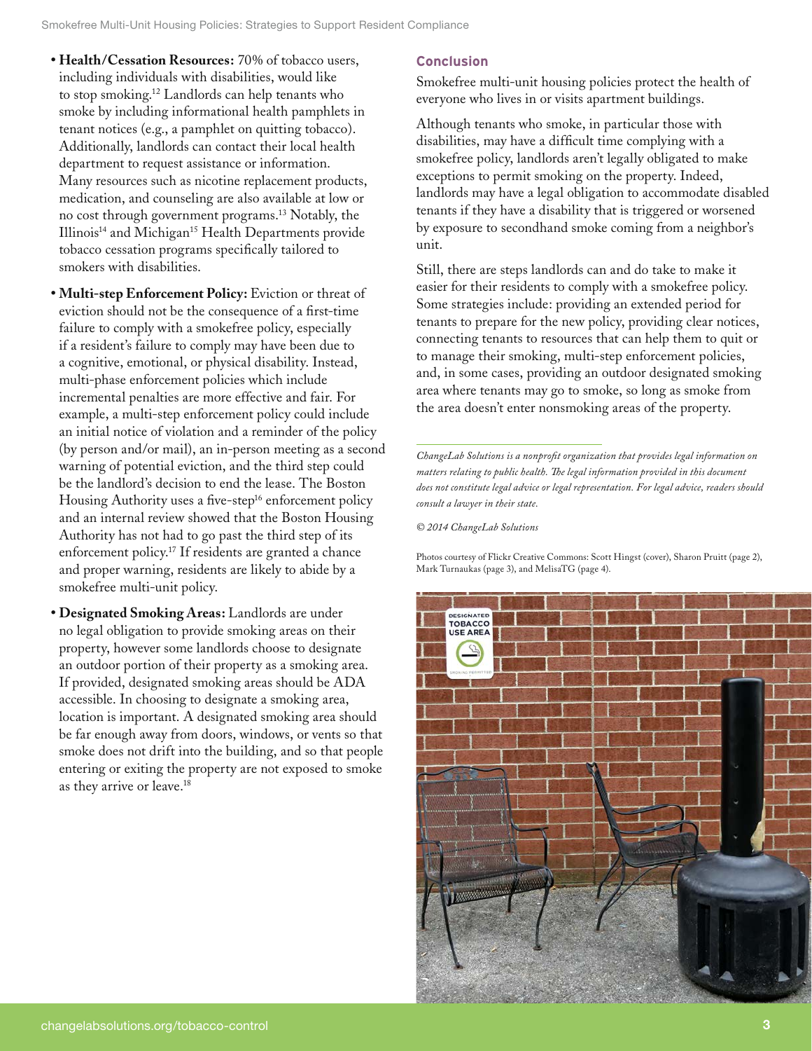- **Health/Cessation Resources:** 70% of tobacco users, including individuals with disabilities, would like to stop smoking.[12] Landlords can help tenants who smoke by including informational health pamphlets in tenant notices (e.g., a pamphlet on quitting tobacco). Additionally, landlords can contact their local health department to request assistance or information. Many resources such as nicotine replacement products, medication, and counseling are also available at low or no cost through government programs.[13] Notably, the Illinois[14] and Michigan[15] Health Departments provide tobacco cessation programs specifically tailored to smokers with disabilities.

- **Multi-step Enforcement Policy:** Eviction or threat of eviction should not be the consequence of a first-time failure to comply with a smokefree policy, especially if a resident's failure to comply may have been due to a cognitive, emotional, or physical disability. Instead, multi-phase enforcement policies which include incremental penalties are more effective and fair. For example, a multi-step enforcement policy could include an initial notice of violation and a reminder of the policy (by person and/or mail), an in-person meeting as a second warning of potential eviction, and the third step could be the landlord's decision to end the lease. The Boston Housing Authority uses a five-step[16] enforcement policy and an internal review showed that the Boston Housing Authority has not had to go past the third step of its enforcement policy.[17] If residents are granted a chance and proper warning, residents are likely to abide by a smokefree multi-unit policy.

- **Designated Smoking Areas:** Landlords are under no legal obligation to provide smoking areas on their property, however some landlords choose to designate an outdoor portion of their property as a smoking area. If provided, designated smoking areas should be ADA accessible. In choosing to designate a smoking area, location is important. A designated smoking area should be far enough away from doors, windows, or vents so that smoke does not drift into the building, and so that people entering or exiting the property are not exposed to smoke as they arrive or leave.[18]

## Conclusion

Smokefree multi-unit housing policies protect the health of everyone who lives in or visits apartment buildings.

Although tenants who smoke, in particular those with disabilities, may have a difficult time complying with a smokefree policy, landlords aren't legally obligated to make exceptions to permit smoking on the property. Indeed, landlords may have a legal obligation to accommodate disabled tenants if they have a disability that is triggered or worsened by exposure to secondhand smoke coming from a neighbor's unit.

Still, there are steps landlords can and do take to make it easier for their residents to comply with a smokefree policy. Some strategies include: providing an extended period for tenants to prepare for the new policy, providing clear notices, connecting tenants to resources that can help them to quit or to manage their smoking, multi-step enforcement policies, and, in some cases, providing an outdoor designated smoking area where tenants may go to smoke, so long as smoke from the area doesn't enter nonsmoking areas of the property.

---

*ChangeLab Solutions is a nonprofit organization that provides legal information on matters relating to public health. The legal information provided in this document does not constitute legal advice or legal representation. For legal advice, readers should consult a lawyer in their state.*

*© 2014 ChangeLab Solutions*

Photos courtesy of Flickr Creative Commons: Scott Hingst (cover), Sharon Pruitt (page 2), Mark Turnaukas (page 3), and MelisaTG (page 4).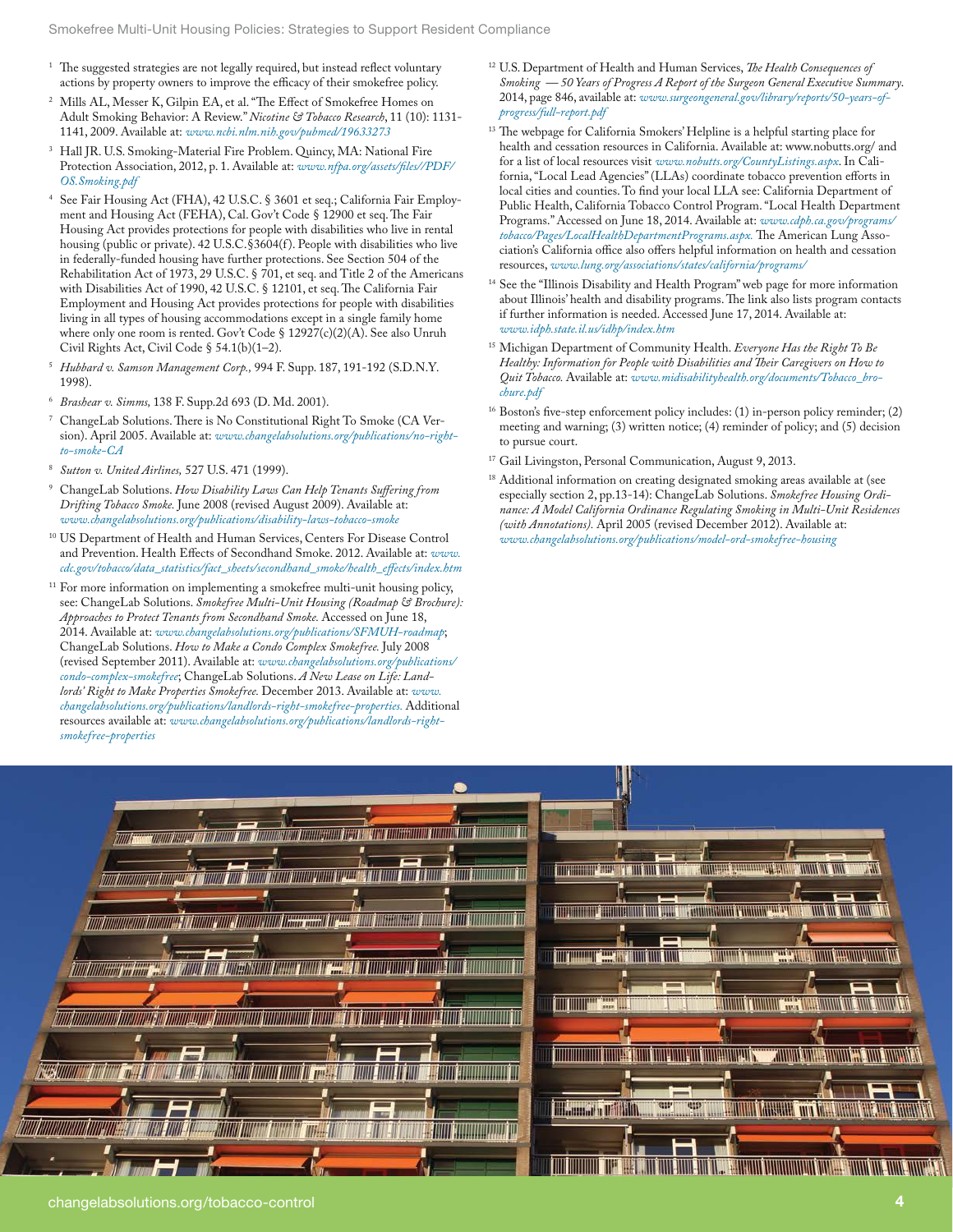[1] The suggested strategies are not legally required, but instead reflect voluntary actions by property owners to improve the efficacy of their smokefree policy.

[2] Mills AL, Messer K, Gilpin EA, et al. "The Effect of Smokefree Homes on Adult Smoking Behavior: A Review." *Nicotine & Tobacco Research*, 11 (10): 1131-1141, 2009. Available at: *www.ncbi.nlm.nih.gov/pubmed/19633273*

[3] Hall JR. U.S. Smoking-Material Fire Problem. Quincy, MA: National Fire Protection Association, 2012, p. 1. Available at: *www.nfpa.org/assets/files//PDF/OS.Smoking.pdf*

[4] See Fair Housing Act (FHA), 42 U.S.C. § 3601 et seq.; California Fair Employment and Housing Act (FEHA), Cal. Gov't Code § 12900 et seq. The Fair Housing Act provides protections for people with disabilities who live in rental housing (public or private). 42 U.S.C.§3604(f). People with disabilities who live in federally-funded housing have further protections. See Section 504 of the Rehabilitation Act of 1973, 29 U.S.C. § 701, et seq. and Title 2 of the Americans with Disabilities Act of 1990, 42 U.S.C. § 12101, et seq. The California Fair Employment and Housing Act provides protections for people with disabilities living in all types of housing accommodations except in a single family home where only one room is rented. Gov't Code § 12927(c)(2)(A). See also Unruh Civil Rights Act, Civil Code § 54.1(b)(1–2).

[5] *Hubbard v. Samson Management Corp.,* 994 F. Supp. 187, 191-192 (S.D.N.Y. 1998).

[6] *Brashear v. Simms,* 138 F. Supp.2d 693 (D. Md. 2001).

[7] ChangeLab Solutions. There is No Constitutional Right To Smoke (CA Version). April 2005. Available at: *www.changelabsolutions.org/publications/no-right-to-smoke-CA*

[8] *Sutton v. United Airlines,* 527 U.S. 471 (1999).

[9] ChangeLab Solutions. *How Disability Laws Can Help Tenants Suffering from Drifting Tobacco Smoke.* June 2008 (revised August 2009). Available at: *www.changelabsolutions.org/publications/disability-laws-tobacco-smoke*

[10] US Department of Health and Human Services, Centers For Disease Control and Prevention. Health Effects of Secondhand Smoke. 2012. Available at: *www.cdc.gov/tobacco/data_statistics/fact_sheets/secondhand_smoke/health_effects/index.htm*

[11] For more information on implementing a smokefree multi-unit housing policy, see: ChangeLab Solutions. *Smokefree Multi-Unit Housing (Roadmap & Brochure): Approaches to Protect Tenants from Secondhand Smoke.* Accessed on June 18, 2014. Available at: *www.changelabsolutions.org/publications/SFMUH-roadmap*; ChangeLab Solutions. *How to Make a Condo Complex Smokefree.* July 2008 (revised September 2011). Available at: *www.changelabsolutions.org/publications/condo-complex-smokefree*; ChangeLab Solutions. *A New Lease on Life: Landlords' Right to Make Properties Smokefree.* December 2013. Available at: *www.changelabsolutions.org/publications/landlords-right-smokefree-properties.* Additional resources available at: *www.changelabsolutions.org/publications/landlords-right-smokefree-properties*

[12] U.S. Department of Health and Human Services, *The Health Consequences of Smoking — 50 Years of Progress A Report of the Surgeon General Executive Summary.* 2014, page 846, available at: *www.surgeongeneral.gov/library/reports/50-years-of-progress/full-report.pdf*

[13] The webpage for California Smokers' Helpline is a helpful starting place for health and cessation resources in California. Available at: www.nobutts.org/ and for a list of local resources visit *www.nobutts.org/CountyListings.aspx*. In California, "Local Lead Agencies" (LLAs) coordinate tobacco prevention efforts in local cities and counties. To find your local LLA see: California Department of Public Health, California Tobacco Control Program. "Local Health Department Programs." Accessed on June 18, 2014. Available at: *www.cdph.ca.gov/programs/tobacco/Pages/LocalHealthDepartmentPrograms.aspx.* The American Lung Association's California office also offers helpful information on health and cessation resources, *www.lung.org/associations/states/california/programs/*

[14] See the "Illinois Disability and Health Program" web page for more information about Illinois' health and disability programs. The link also lists program contacts if further information is needed. Accessed June 17, 2014. Available at: *www.idph.state.il.us/idhp/index.htm*

[15] Michigan Department of Community Health. *Everyone Has the Right To Be Healthy: Information for People with Disabilities and Their Caregivers on How to Quit Tobacco.* Available at: *www.midisabilityhealth.org/documents/Tobacco_brochure.pdf*

[16] Boston's five-step enforcement policy includes: (1) in-person policy reminder; (2) meeting and warning; (3) written notice; (4) reminder of policy; and (5) decision to pursue court.

[17] Gail Livingston, Personal Communication, August 9, 2013.

[18] Additional information on creating designated smoking areas available at (see especially section 2, pp.13-14): ChangeLab Solutions. *Smokefree Housing Ordinance: A Model California Ordinance Regulating Smoking in Multi-Unit Residences (with Annotations).* April 2005 (revised December 2012). Available at: *www.changelabsolutions.org/publications/model-ord-smokefree-housing*